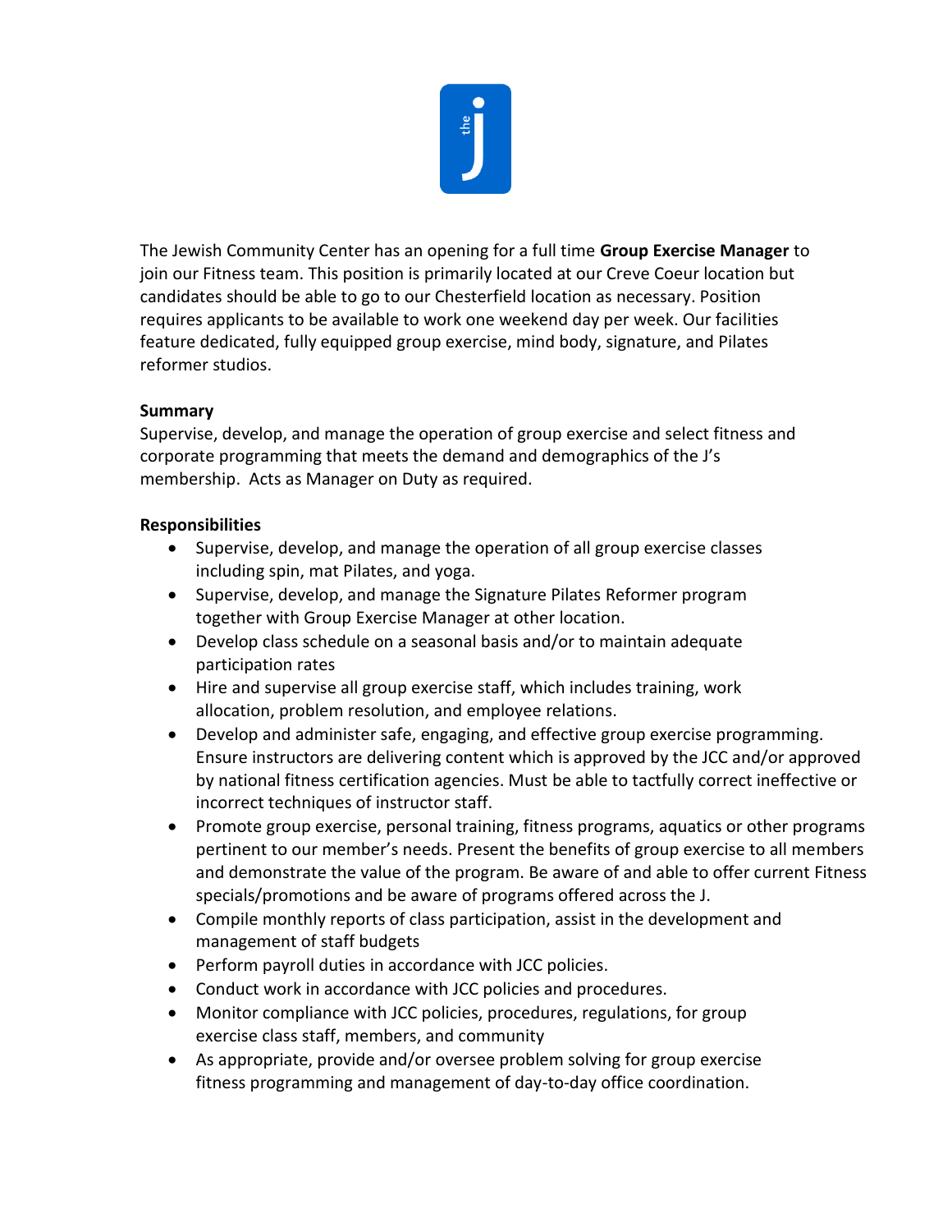The Jewish Community Center has an opening for a full time **Group Exercise Manager** to join our Fitness team. This position is primarily located at our Creve Coeur location but candidates should be able to go to our Chesterfield location as necessary. Position requires applicants to be available to work one weekend day per week. Our facilities feature dedicated, fully equipped group exercise, mind body, signature, and Pilates reformer studios.

**Summary**

Supervise, develop, and manage the operation of group exercise and select fitness and corporate programming that meets the demand and demographics of the J's membership. Acts as Manager on Duty as required.

**Responsibilities**

- Supervise, develop, and manage the operation of all group exercise classes including spin, mat Pilates, and yoga.
- Supervise, develop, and manage the Signature Pilates Reformer program together with Group Exercise Manager at other location.
- Develop class schedule on a seasonal basis and/or to maintain adequate participation rates
- Hire and supervise all group exercise staff, which includes training, work allocation, problem resolution, and employee relations.
- Develop and administer safe, engaging, and effective group exercise programming. Ensure instructors are delivering content which is approved by the JCC and/or approved by national fitness certification agencies. Must be able to tactfully correct ineffective or incorrect techniques of instructor staff.
- Promote group exercise, personal training, fitness programs, aquatics or other programs pertinent to our member's needs. Present the benefits of group exercise to all members and demonstrate the value of the program. Be aware of and able to offer current Fitness specials/promotions and be aware of programs offered across the J.
- Compile monthly reports of class participation, assist in the development and management of staff budgets
- Perform payroll duties in accordance with JCC policies.
- Conduct work in accordance with JCC policies and procedures.
- Monitor compliance with JCC policies, procedures, regulations, for group exercise class staff, members, and community
- As appropriate, provide and/or oversee problem solving for group exercise fitness programming and management of day-to-day office coordination.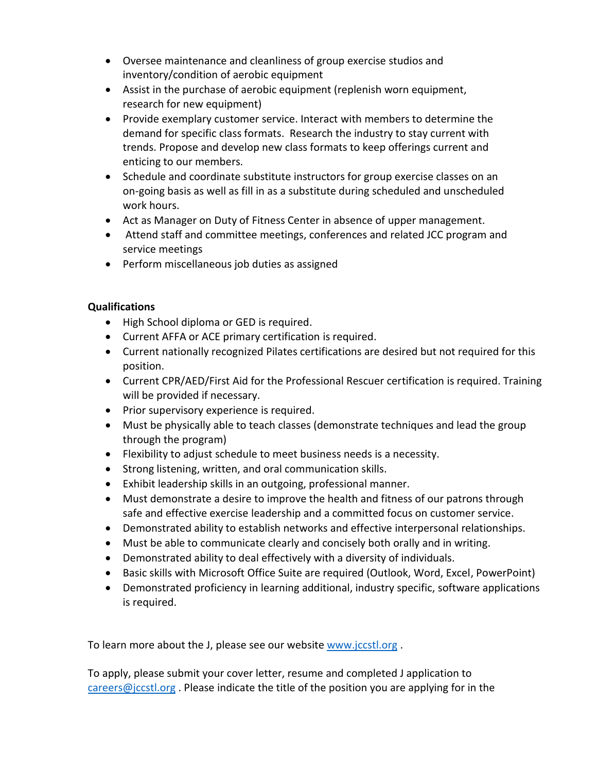- Oversee maintenance and cleanliness of group exercise studios and inventory/condition of aerobic equipment
- Assist in the purchase of aerobic equipment (replenish worn equipment, research for new equipment)
- Provide exemplary customer service. Interact with members to determine the demand for specific class formats. Research the industry to stay current with trends. Propose and develop new class formats to keep offerings current and enticing to our members.
- Schedule and coordinate substitute instructors for group exercise classes on an on-going basis as well as fill in as a substitute during scheduled and unscheduled work hours.
- Act as Manager on Duty of Fitness Center in absence of upper management.
- Attend staff and committee meetings, conferences and related JCC program and service meetings
- Perform miscellaneous job duties as assigned

**Qualifications**

- High School diploma or GED is required.
- Current AFFA or ACE primary certification is required.
- Current nationally recognized Pilates certifications are desired but not required for this position.
- Current CPR/AED/First Aid for the Professional Rescuer certification is required. Training will be provided if necessary.
- Prior supervisory experience is required.
- Must be physically able to teach classes (demonstrate techniques and lead the group through the program)
- Flexibility to adjust schedule to meet business needs is a necessity.
- Strong listening, written, and oral communication skills.
- Exhibit leadership skills in an outgoing, professional manner.
- Must demonstrate a desire to improve the health and fitness of our patrons through safe and effective exercise leadership and a committed focus on customer service.
- Demonstrated ability to establish networks and effective interpersonal relationships.
- Must be able to communicate clearly and concisely both orally and in writing.
- Demonstrated ability to deal effectively with a diversity of individuals.
- Basic skills with Microsoft Office Suite are required (Outlook, Word, Excel, PowerPoint)
- Demonstrated proficiency in learning additional, industry specific, software applications is required.

To learn more about the J, please see our website [www.jccstl.org](http://www.jccstl.org) .

To apply, please submit your cover letter, resume and completed J application to [careers@jccstl.org](mailto:careers@jccstl.org) . Please indicate the title of the position you are applying for in the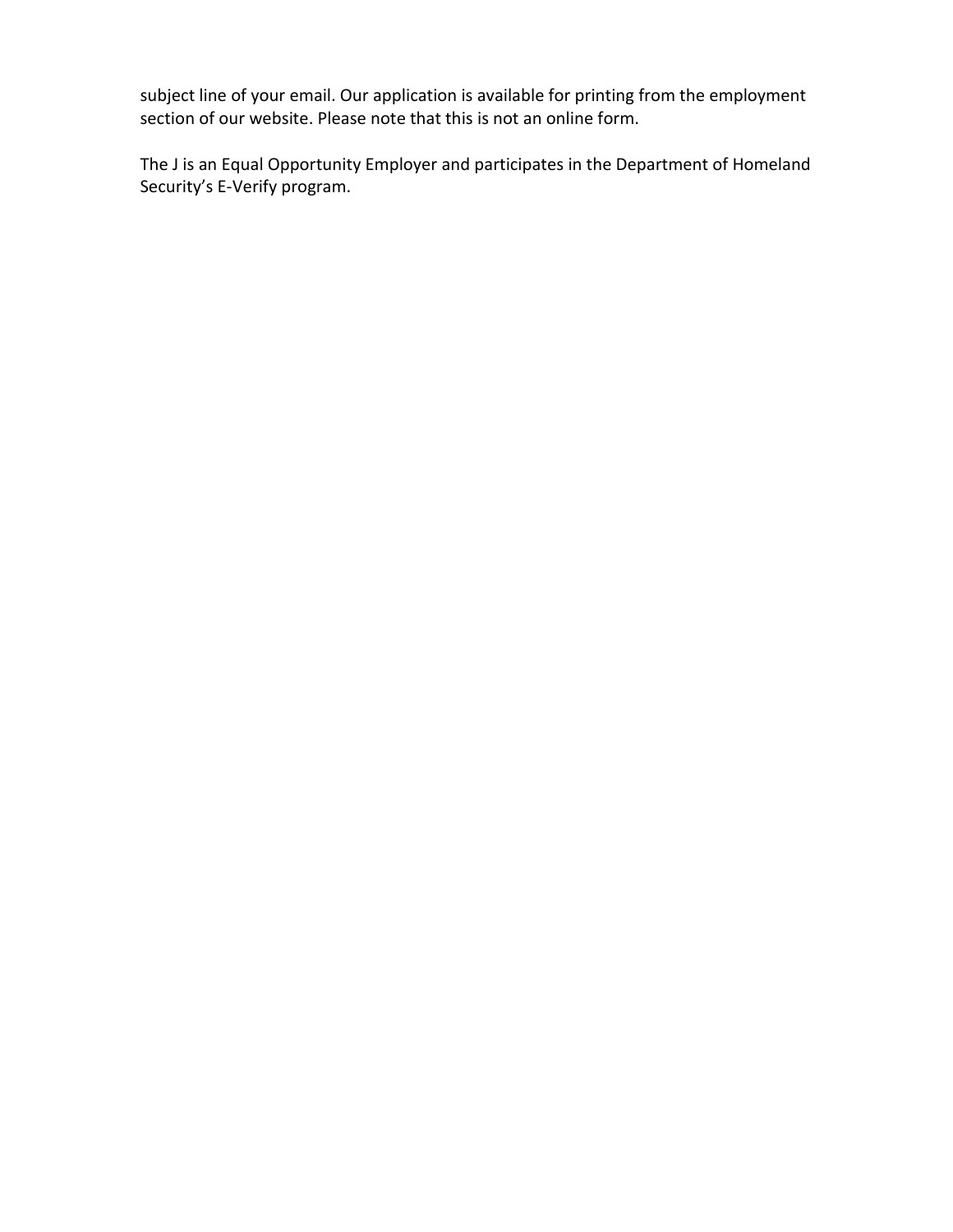subject line of your email. Our application is available for printing from the employment section of our website. Please note that this is not an online form.

The J is an Equal Opportunity Employer and participates in the Department of Homeland Security's E-Verify program.